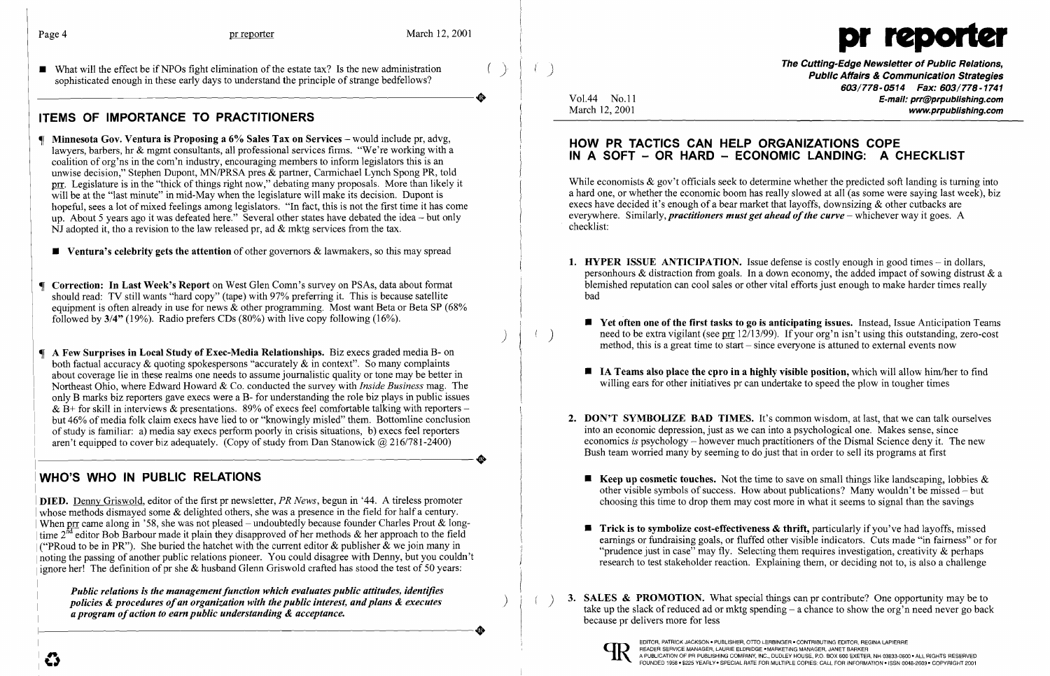■ What will the effect be if NPOs fight elimination of the estate tax? Is the new administration sophisticated enough in these early days to understand the principle of strange bedfellows?

## ITEMS OF IMPORTANCE TO PRACTITIONERS

¶ **Minnesota Gov. Ventura is Proposing a 6% Sales Tax on Services** – would include pr, advg, lawyers, barbers, hr & mgmt consultants, all professional services firms. "We're working with a coalition of org'ns in the com'n industry, encouraging members to inform legislators this is an unwise decision," Stephen Dupont, MN/PRSA pres & partner, Carmichael Lynch Spong PR, told prr. Legislature is in the "thick of things right now," debating many proposals. More than likely it will be at the "last minute" in mid-May when the legislature will make its decision. Dupont is hopeful, sees a lot of mixed feelings among legislators. "In fact, this is not the first time it has come up. About 5 years ago it was defeated here." Several other states have debated the idea – but only NJ adopted it, tho a revision to the law released pr, ad & mktg services from the tax.

■ **Ventura's celebrity gets the attention** of other governors & lawmakers, so this may spread

¶ **Correction: In Last Week's Report** on West Glen Comn's survey on PSAs, data about format should read: TV still wants "hard copy" (tape) with 97% preferring it. This is because satellite equipment is often already in use for news & other programming. Most want Beta or Beta SP (68% followed by **3/4"** (19%). Radio prefers CDs (80%) with live copy following (16%).

¶ **A Few Surprises in Local Study of Exec-Media Relationships.** Biz execs graded media B- on both factual accuracy & quoting spokespersons "accurately & in context". So many complaints about coverage lie in these realms one needs to assume journalistic quality or tone may be better in Northeast Ohio, where Edward Howard & Co. conducted the survey with *Inside Business* mag. The only B marks biz reporters gave execs were a B- for understanding the role biz plays in public issues & B+ for skill in interviews & presentations. 89% of execs feel comfortable talking with reporters – but 46% of media folk claim execs have lied to or "knowingly misled" them. Bottomline conclusion of study is familiar: a) media say execs perform poorly in crisis situations, b) execs feel reporters aren't equipped to cover biz adequately. (Copy of study from Dan Stanowick @ 216/781-2400)

## WHO'S WHO IN PUBLIC RELATIONS

**DIED.** Denny Griswold, editor of the first pr newsletter, *PR News*, begun in '44. A tireless promoter whose methods dismayed some & delighted others, she was a presence in the field for half a century. When prr came along in '58, she was not pleased – undoubtedly because founder Charles Prout & longtime 2nd editor Bob Barbour made it plain they disapproved of her methods & her approach to the field ("PRoud to be in PR"). She buried the hatchet with the current editor & publisher & we join many in noting the passing of another public relations pioneer. You could disagree with Denny, but you couldn't ignore her! The definition of pr she & husband Glenn Griswold crafted has stood the test of 50 years:

***Public relations is the management function which evaluates public attitudes, identifies policies & procedures of an organization with the public interest, and plans & executes a program of action to earn public understanding & acceptance.***

---

# pr reporter

**The Cutting-Edge Newsletter of Public Relations, Public Affairs & Communication Strategies**
603/778-0514 Fax: 603/778-1741
E-mail: prr@prpublishing.com
www.prpublishing.com

Vol.44 No.11
March 12, 2001

## HOW PR TACTICS CAN HELP ORGANIZATIONS COPE IN A SOFT – OR HARD – ECONOMIC LANDING: A CHECKLIST

While economists & gov't officials seek to determine whether the predicted soft landing is turning into a hard one, or whether the economic boom has really slowed at all (as some were saying last week), biz execs have decided it's enough of a bear market that layoffs, downsizing & other cutbacks are everywhere. Similarly, ***practitioners must get ahead of the curve*** – whichever way it goes. A checklist:

1. **HYPER ISSUE ANTICIPATION.** Issue defense is costly enough in good times – in dollars, personhours & distraction from goals. In a down economy, the added impact of sowing distrust & a blemished reputation can cool sales or other vital efforts just enough to make harder times really bad

   ■ **Yet often one of the first tasks to go is anticipating issues.** Instead, Issue Anticipation Teams need to be extra vigilant (see prr 12/13/99). If your org'n isn't using this outstanding, zero-cost method, this is a great time to start – since everyone is attuned to external events now

   ■ **IA Teams also place the cpro in a highly visible position,** which will allow him/her to find willing ears for other initiatives pr can undertake to speed the plow in tougher times

2. **DON'T SYMBOLIZE BAD TIMES.** It's common wisdom, at last, that we can talk ourselves into an economic depression, just as we can into a psychological one. Makes sense, since economics *is* psychology – however much practitioners of the Dismal Science deny it. The new Bush team worried many by seeming to do just that in order to sell its programs at first

   ■ **Keep up cosmetic touches.** Not the time to save on small things like landscaping, lobbies & other visible symbols of success. How about publications? Many wouldn't be missed – but choosing this time to drop them may cost more in what it seems to signal than the savings

   ■ **Trick is to symbolize cost-effectiveness & thrift,** particularly if you've had layoffs, missed earnings or fundraising goals, or fluffed other visible indicators. Cuts made "in fairness" or for "prudence just in case" may fly. Selecting them requires investigation, creativity & perhaps research to test stakeholder reaction. Explaining them, or deciding not to, is also a challenge

3. **SALES & PROMOTION.** What special things can pr contribute? One opportunity may be to take up the slack of reduced ad or mktg spending – a chance to show the org'n need never go back because pr delivers more for less

EDITOR, PATRICK JACKSON • PUBLISHER, OTTO LERBINGER • CONTRIBUTING EDITOR, REGINA LAPIERRE
READER SERVICE MANAGER, LAURIE ELDRIDGE • MARKETING MANAGER, JANET BARKER
A PUBLICATION OF PR PUBLISHING COMPANY, INC., DUDLEY HOUSE, P.O. BOX 600 EXETER, NH 03833-0600 • ALL RIGHTS RESERVED
FOUNDED 1958 • $225 YEARLY • SPECIAL RATE FOR MULTIPLE COPIES: CALL FOR INFORMATION • ISSN 0048-2609 • COPYRIGHT 2001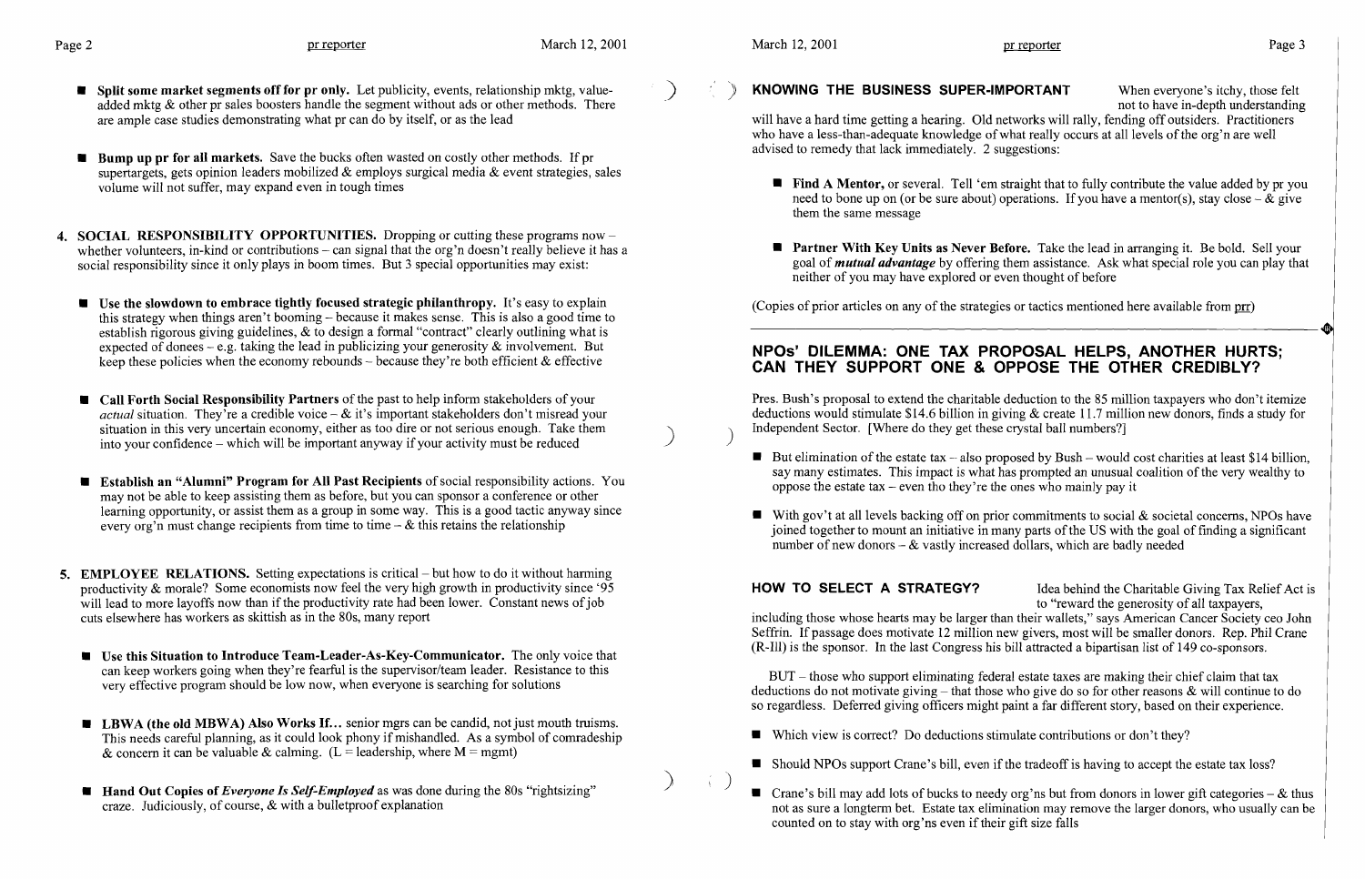- **Split some market segments off for pr only.** Let publicity, events, relationship mktg, value-added mktg & other pr sales boosters handle the segment without ads or other methods. There are ample case studies demonstrating what pr can do by itself, or as the lead

- **Bump up pr for all markets.** Save the bucks often wasted on costly other methods. If pr supertargets, gets opinion leaders mobilized & employs surgical media & event strategies, sales volume will not suffer, may expand even in tough times

4. **SOCIAL RESPONSIBILITY OPPORTUNITIES.** Dropping or cutting these programs now – whether volunteers, in-kind or contributions – can signal that the org'n doesn't really believe it has a social responsibility since it only plays in boom times. But 3 special opportunities may exist:

   - **Use the slowdown to embrace tightly focused strategic philanthropy.** It's easy to explain this strategy when things aren't booming – because it makes sense. This is also a good time to establish rigorous giving guidelines, & to design a formal "contract" clearly outlining what is expected of donees – e.g. taking the lead in publicizing your generosity & involvement. But keep these policies when the economy rebounds – because they're both efficient & effective

   - **Call Forth Social Responsibility Partners** of the past to help inform stakeholders of your *actual* situation. They're a credible voice – & it's important stakeholders don't misread your situation in this very uncertain economy, either as too dire or not serious enough. Take them into your confidence – which will be important anyway if your activity must be reduced

   - **Establish an "Alumni" Program for All Past Recipients** of social responsibility actions. You may not be able to keep assisting them as before, but you can sponsor a conference or other learning opportunity, or assist them as a group in some way. This is a good tactic anyway since every org'n must change recipients from time to time – & this retains the relationship

5. **EMPLOYEE RELATIONS.** Setting expectations is critical – but how to do it without harming productivity & morale? Some economists now feel the very high growth in productivity since '95 will lead to more layoffs now than if the productivity rate had been lower. Constant news of job cuts elsewhere has workers as skittish as in the 80s, many report

   - **Use this Situation to Introduce Team-Leader-As-Key-Communicator.** The only voice that can keep workers going when they're fearful is the supervisor/team leader. Resistance to this very effective program should be low now, when everyone is searching for solutions

   - **LBWA (the old MBWA) Also Works If...** senior mgrs can be candid, not just mouth truisms. This needs careful planning, as it could look phony if mishandled. As a symbol of comradeship & concern it can be valuable & calming. (L = leadership, where M = mgmt)

   - **Hand Out Copies of *Everyone Is Self-Employed*** as was done during the 80s "rightsizing" craze. Judiciously, of course, & with a bulletproof explanation

**KNOWING THE BUSINESS SUPER-IMPORTANT** When everyone's itchy, those felt not to have in-depth understanding will have a hard time getting a hearing. Old networks will rally, fending off outsiders. Practitioners who have a less-than-adequate knowledge of what really occurs at all levels of the org'n are well advised to remedy that lack immediately. 2 suggestions:

- **Find A Mentor,** or several. Tell 'em straight that to fully contribute the value added by pr you need to bone up on (or be sure about) operations. If you have a mentor(s), stay close – & give them the same message

- **Partner With Key Units as Never Before.** Take the lead in arranging it. Be bold. Sell your goal of ***mutual advantage*** by offering them assistance. Ask what special role you can play that neither of you may have explored or even thought of before

(Copies of prior articles on any of the strategies or tactics mentioned here available from prr)

## NPOs' DILEMMA: ONE TAX PROPOSAL HELPS, ANOTHER HURTS; CAN THEY SUPPORT ONE & OPPOSE THE OTHER CREDIBLY?

Pres. Bush's proposal to extend the charitable deduction to the 85 million taxpayers who don't itemize deductions would stimulate $14.6 billion in giving & create 11.7 million new donors, finds a study for Independent Sector. [Where do they get these crystal ball numbers?]

- But elimination of the estate tax – also proposed by Bush – would cost charities at least $14 billion, say many estimates. This impact is what has prompted an unusual coalition of the very wealthy to oppose the estate tax – even tho they're the ones who mainly pay it

- With gov't at all levels backing off on prior commitments to social & societal concerns, NPOs have joined together to mount an initiative in many parts of the US with the goal of finding a significant number of new donors – & vastly increased dollars, which are badly needed

**HOW TO SELECT A STRATEGY?** Idea behind the Charitable Giving Tax Relief Act is to "reward the generosity of all taxpayers, including those whose hearts may be larger than their wallets," says American Cancer Society ceo John Seffrin. If passage does motivate 12 million new givers, most will be smaller donors. Rep. Phil Crane (R-Ill) is the sponsor. In the last Congress his bill attracted a bipartisan list of 149 co-sponsors.

BUT – those who support eliminating federal estate taxes are making their chief claim that tax deductions do not motivate giving – that those who give do so for other reasons & will continue to do so regardless. Deferred giving officers might paint a far different story, based on their experience.

- Which view is correct? Do deductions stimulate contributions or don't they?

- Should NPOs support Crane's bill, even if the tradeoff is having to accept the estate tax loss?

- Crane's bill may add lots of bucks to needy org'ns but from donors in lower gift categories – & thus not as sure a longterm bet. Estate tax elimination may remove the larger donors, who usually can be counted on to stay with org'ns even if their gift size falls